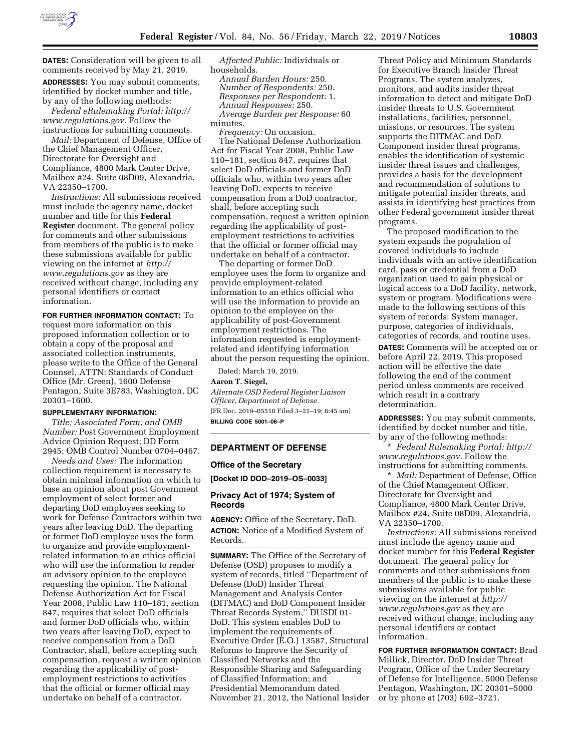**DATES:** Consideration will be given to all comments received by May 21, 2019.

**ADDRESSES:** You may submit comments, identified by docket number and title, by any of the following methods:

*Federal eRulemaking Portal: http://www.regulations.gov.* Follow the instructions for submitting comments.

*Mail:* Department of Defense, Office of the Chief Management Officer, Directorate for Oversight and Compliance, 4800 Mark Center Drive, Mailbox #24, Suite 08D09, Alexandria, VA 22350–1700.

*Instructions:* All submissions received must include the agency name, docket number and title for this **Federal Register** document. The general policy for comments and other submissions from members of the public is to make these submissions available for public viewing on the internet at *http://www.regulations.gov* as they are received without change, including any personal identifiers or contact information.

**FOR FURTHER INFORMATION CONTACT:** To request more information on this proposed information collection or to obtain a copy of the proposal and associated collection instruments, please write to the Office of the General Counsel, ATTN: Standards of Conduct Office (Mr. Green), 1600 Defense Pentagon, Suite 3E783, Washington, DC 20301–1600.

**SUPPLEMENTARY INFORMATION:**

*Title; Associated Form; and OMB Number:* Post Government Employment Advice Opinion Request; DD Form 2945; OMB Control Number 0704–0467.

*Needs and Uses:* The information collection requirement is necessary to obtain minimal information on which to base an opinion about post Government employment of select former and departing DoD employees seeking to work for Defense Contractors within two years after leaving DoD. The departing or former DoD employee uses the form to organize and provide employment-related information to an ethics official who will use the information to render an advisory opinion to the employee requesting the opinion. The National Defense Authorization Act for Fiscal Year 2008, Public Law 110–181, section 847, requires that select DoD officials and former DoD officials who, within two years after leaving DoD, expect to receive compensation from a DoD Contractor, shall, before accepting such compensation, request a written opinion regarding the applicability of post-employment restrictions to activities that the official or former official may undertake on behalf of a contractor.

*Affected Public:* Individuals or households.

*Annual Burden Hours:* 250.

*Number of Respondents:* 250.

*Responses per Respondent:* 1.

*Annual Responses:* 250.

*Average Burden per Response:* 60 minutes.

*Frequency:* On occasion.

The National Defense Authorization Act for Fiscal Year 2008, Public Law 110–181, section 847, requires that select DoD officials and former DoD officials who, within two years after leaving DoD, expects to receive compensation from a DoD contractor, shall, before accepting such compensation, request a written opinion regarding the applicability of post-employment restrictions to activities that the official or former official may undertake on behalf of a contractor.

The departing or former DoD employee uses the form to organize and provide employment-related information to an ethics official who will use the information to provide an opinion to the employee on the applicability of post-Government employment restrictions. The information requested is employment-related and identifying information about the person requesting the opinion.

Dated: March 19, 2019.

**Aaron T. Siegel,**

*Alternate OSD Federal Register Liaison Officer, Department of Defense.*

[FR Doc. 2019–05510 Filed 3–21–19; 8:45 am]

**BILLING CODE 5001–06–P**

## DEPARTMENT OF DEFENSE

### Office of the Secretary

**[Docket ID DOD–2019–OS–0033]**

### Privacy Act of 1974; System of Records

**AGENCY:** Office of the Secretary, DoD.

**ACTION:** Notice of a Modified System of Records.

**SUMMARY:** The Office of the Secretary of Defense (OSD) proposes to modify a system of records, titled ''Department of Defense (DoD) Insider Threat Management and Analysis Center (DITMAC) and DoD Component Insider Threat Records System,'' DUSDI 01-DoD. This system enables DoD to implement the requirements of Executive Order (E.O.) 13587, Structural Reforms to Improve the Security of Classified Networks and the Responsible Sharing and Safeguarding of Classified Information; and Presidential Memorandum dated November 21, 2012, the National Insider Threat Policy and Minimum Standards for Executive Branch Insider Threat Programs. The system analyzes, monitors, and audits insider threat information to detect and mitigate DoD insider threats to U.S. Government installations, facilities, personnel, missions, or resources. The system supports the DITMAC and DoD Component insider threat programs, enables the identification of systemic insider threat issues and challenges, provides a basis for the development and recommendation of solutions to mitigate potential insider threats, and assists in identifying best practices from other Federal government insider threat programs.

The proposed modification to the system expands the population of covered individuals to include individuals with an active identification card, pass or credential from a DoD organization used to gain physical or logical access to a DoD facility, network, system or program. Modifications were made to the following sections of this system of records: System manager, purpose, categories of individuals, categories of records, and routine uses.

**DATES:** Comments will be accepted on or before April 22, 2019. This proposed action will be effective the date following the end of the comment period unless comments are received which result in a contrary determination.

**ADDRESSES:** You may submit comments, identified by docket number and title, by any of the following methods:

* *Federal Rulemaking Portal: http://www.regulations.gov.* Follow the instructions for submitting comments.

* *Mail:* Department of Defense, Office of the Chief Management Officer, Directorate for Oversight and Compliance, 4800 Mark Center Drive, Mailbox #24, Suite 08D09, Alexandria, VA 22350–1700.

*Instructions:* All submissions received must include the agency name and docket number for this **Federal Register** document. The general policy for comments and other submissions from members of the public is to make these submissions available for public viewing on the internet at *http://www.regulations.gov* as they are received without change, including any personal identifiers or contact information.

**FOR FURTHER INFORMATION CONTACT:** Brad Millick, Director, DoD Insider Threat Program, Office of the Under Secretary of Defense for Intelligence, 5000 Defense Pentagon, Washington, DC 20301–5000 or by phone at (703) 692–3721.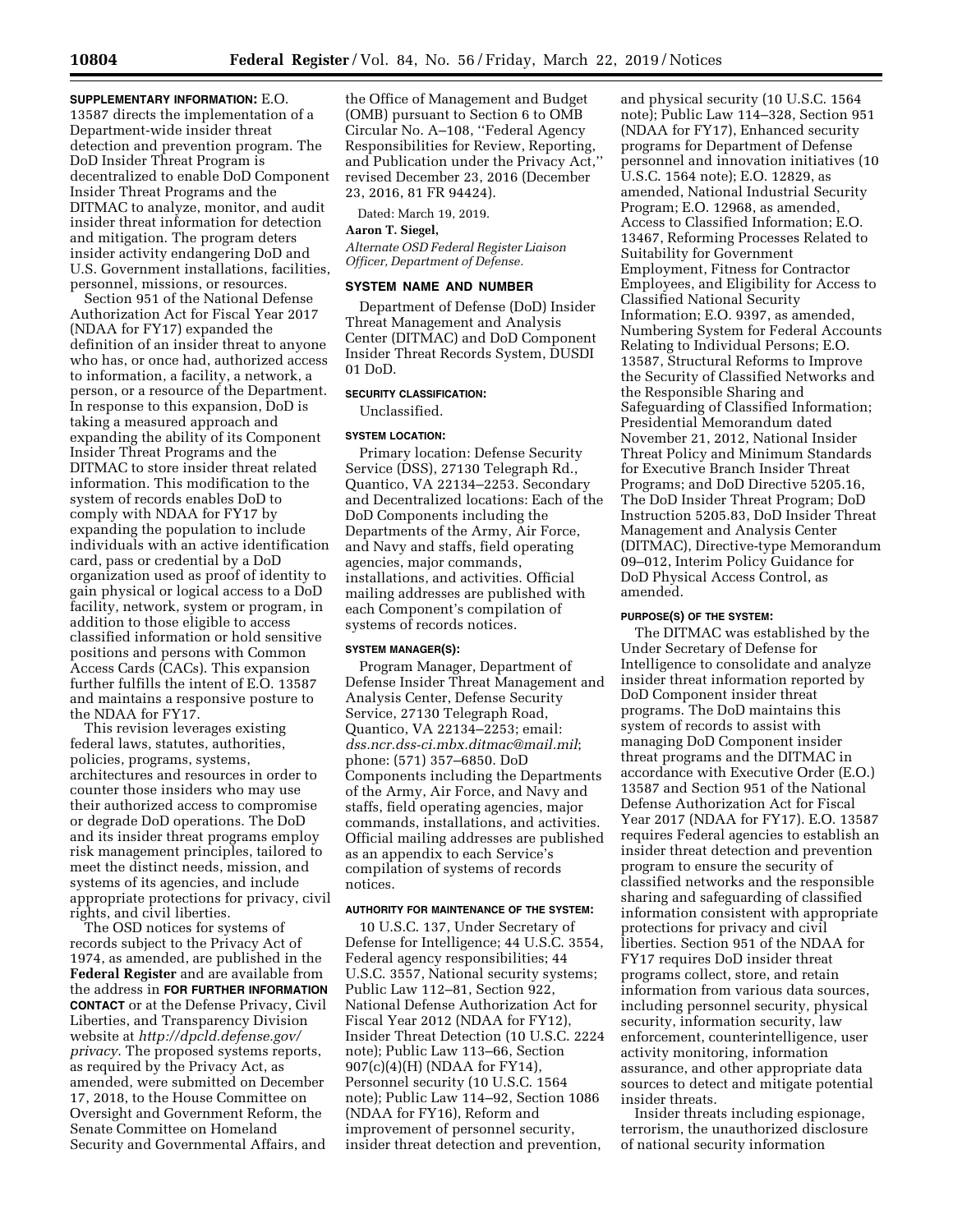**SUPPLEMENTARY INFORMATION:** E.O. 13587 directs the implementation of a Department-wide insider threat detection and prevention program. The DoD Insider Threat Program is decentralized to enable DoD Component Insider Threat Programs and the DITMAC to analyze, monitor, and audit insider threat information for detection and mitigation. The program deters insider activity endangering DoD and U.S. Government installations, facilities, personnel, missions, or resources.

Section 951 of the National Defense Authorization Act for Fiscal Year 2017 (NDAA for FY17) expanded the definition of an insider threat to anyone who has, or once had, authorized access to information, a facility, a network, a person, or a resource of the Department. In response to this expansion, DoD is taking a measured approach and expanding the ability of its Component Insider Threat Programs and the DITMAC to store insider threat related information. This modification to the system of records enables DoD to comply with NDAA for FY17 by expanding the population to include individuals with an active identification card, pass or credential by a DoD organization used as proof of identity to gain physical or logical access to a DoD facility, network, system or program, in addition to those eligible to access classified information or hold sensitive positions and persons with Common Access Cards (CACs). This expansion further fulfills the intent of E.O. 13587 and maintains a responsive posture to the NDAA for FY17.

This revision leverages existing federal laws, statutes, authorities, policies, programs, systems, architectures and resources in order to counter those insiders who may use their authorized access to compromise or degrade DoD operations. The DoD and its insider threat programs employ risk management principles, tailored to meet the distinct needs, mission, and systems of its agencies, and include appropriate protections for privacy, civil rights, and civil liberties.

The OSD notices for systems of records subject to the Privacy Act of 1974, as amended, are published in the **Federal Register** and are available from the address in **FOR FURTHER INFORMATION CONTACT** or at the Defense Privacy, Civil Liberties, and Transparency Division website at *http://dpcld.defense.gov/privacy*. The proposed systems reports, as required by the Privacy Act, as amended, were submitted on December 17, 2018, to the House Committee on Oversight and Government Reform, the Senate Committee on Homeland Security and Governmental Affairs, and the Office of Management and Budget (OMB) pursuant to Section 6 to OMB Circular No. A–108, ''Federal Agency Responsibilities for Review, Reporting, and Publication under the Privacy Act,'' revised December 23, 2016 (December 23, 2016, 81 FR 94424).

Dated: March 19, 2019.

**Aaron T. Siegel,**

*Alternate OSD Federal Register Liaison Officer, Department of Defense.*

**SYSTEM NAME AND NUMBER**

Department of Defense (DoD) Insider Threat Management and Analysis Center (DITMAC) and DoD Component Insider Threat Records System, DUSDI 01 DoD.

**SECURITY CLASSIFICATION:**

Unclassified.

**SYSTEM LOCATION:**

Primary location: Defense Security Service (DSS), 27130 Telegraph Rd., Quantico, VA 22134–2253. Secondary and Decentralized locations: Each of the DoD Components including the Departments of the Army, Air Force, and Navy and staffs, field operating agencies, major commands, installations, and activities. Official mailing addresses are published with each Component's compilation of systems of records notices.

**SYSTEM MANAGER(S):**

Program Manager, Department of Defense Insider Threat Management and Analysis Center, Defense Security Service, 27130 Telegraph Road, Quantico, VA 22134–2253; email: *dss.ncr.dss-ci.mbx.ditmac@mail.mil*; phone: (571) 357–6850. DoD Components including the Departments of the Army, Air Force, and Navy and staffs, field operating agencies, major commands, installations, and activities. Official mailing addresses are published as an appendix to each Service's compilation of systems of records notices.

**AUTHORITY FOR MAINTENANCE OF THE SYSTEM:**

10 U.S.C. 137, Under Secretary of Defense for Intelligence; 44 U.S.C. 3554, Federal agency responsibilities; 44 U.S.C. 3557, National security systems; Public Law 112–81, Section 922, National Defense Authorization Act for Fiscal Year 2012 (NDAA for FY12), Insider Threat Detection (10 U.S.C. 2224 note); Public Law 113–66, Section 907(c)(4)(H) (NDAA for FY14), Personnel security (10 U.S.C. 1564 note); Public Law 114–92, Section 1086 (NDAA for FY16), Reform and improvement of personnel security, insider threat detection and prevention, and physical security (10 U.S.C. 1564 note); Public Law 114–328, Section 951 (NDAA for FY17), Enhanced security programs for Department of Defense personnel and innovation initiatives (10 U.S.C. 1564 note); E.O. 12829, as amended, National Industrial Security Program; E.O. 12968, as amended, Access to Classified Information; E.O. 13467, Reforming Processes Related to Suitability for Government Employment, Fitness for Contractor Employees, and Eligibility for Access to Classified National Security Information; E.O. 9397, as amended, Numbering System for Federal Accounts Relating to Individual Persons; E.O. 13587, Structural Reforms to Improve the Security of Classified Networks and the Responsible Sharing and Safeguarding of Classified Information; Presidential Memorandum dated November 21, 2012, National Insider Threat Policy and Minimum Standards for Executive Branch Insider Threat Programs; and DoD Directive 5205.16, The DoD Insider Threat Program; DoD Instruction 5205.83, DoD Insider Threat Management and Analysis Center (DITMAC), Directive-type Memorandum 09–012, Interim Policy Guidance for DoD Physical Access Control, as amended.

**PURPOSE(S) OF THE SYSTEM:**

The DITMAC was established by the Under Secretary of Defense for Intelligence to consolidate and analyze insider threat information reported by DoD Component insider threat programs. The DoD maintains this system of records to assist with managing DoD Component insider threat programs and the DITMAC in accordance with Executive Order (E.O.) 13587 and Section 951 of the National Defense Authorization Act for Fiscal Year 2017 (NDAA for FY17). E.O. 13587 requires Federal agencies to establish an insider threat detection and prevention program to ensure the security of classified networks and the responsible sharing and safeguarding of classified information consistent with appropriate protections for privacy and civil liberties. Section 951 of the NDAA for FY17 requires DoD insider threat programs collect, store, and retain information from various data sources, including personnel security, physical security, information security, law enforcement, counterintelligence, user activity monitoring, information assurance, and other appropriate data sources to detect and mitigate potential insider threats.

Insider threats including espionage, terrorism, the unauthorized disclosure of national security information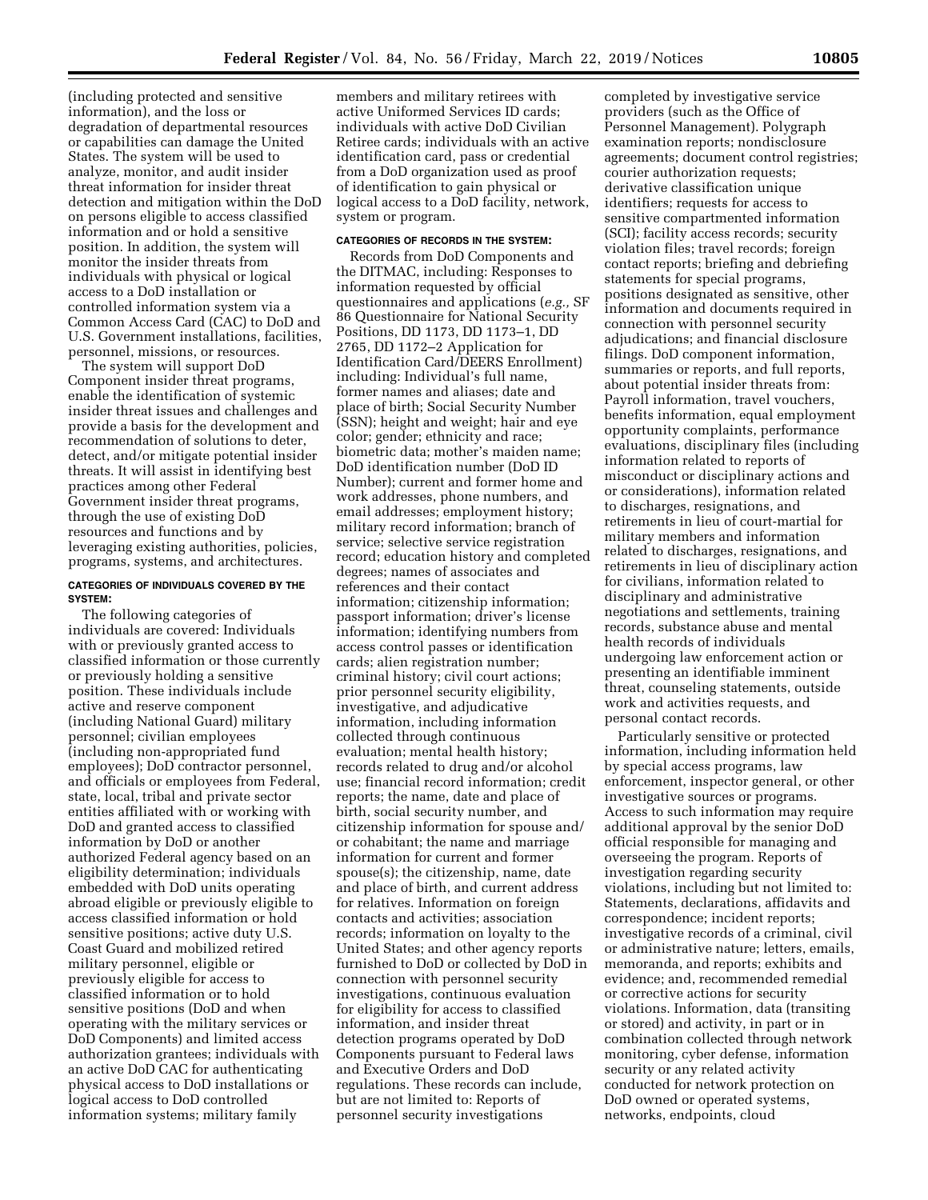(including protected and sensitive information), and the loss or degradation of departmental resources or capabilities can damage the United States. The system will be used to analyze, monitor, and audit insider threat information for insider threat detection and mitigation within the DoD on persons eligible to access classified information and or hold a sensitive position. In addition, the system will monitor the insider threats from individuals with physical or logical access to a DoD installation or controlled information system via a Common Access Card (CAC) to DoD and U.S. Government installations, facilities, personnel, missions, or resources.

The system will support DoD Component insider threat programs, enable the identification of systemic insider threat issues and challenges and provide a basis for the development and recommendation of solutions to deter, detect, and/or mitigate potential insider threats. It will assist in identifying best practices among other Federal Government insider threat programs, through the use of existing DoD resources and functions and by leveraging existing authorities, policies, programs, systems, and architectures.

#### CATEGORIES OF INDIVIDUALS COVERED BY THE SYSTEM:

The following categories of individuals are covered: Individuals with or previously granted access to classified information or those currently or previously holding a sensitive position. These individuals include active and reserve component (including National Guard) military personnel; civilian employees (including non-appropriated fund employees); DoD contractor personnel, and officials or employees from Federal, state, local, tribal and private sector entities affiliated with or working with DoD and granted access to classified information by DoD or another authorized Federal agency based on an eligibility determination; individuals embedded with DoD units operating abroad eligible or previously eligible to access classified information or hold sensitive positions; active duty U.S. Coast Guard and mobilized retired military personnel, eligible or previously eligible for access to classified information or to hold sensitive positions (DoD and when operating with the military services or DoD Components) and limited access authorization grantees; individuals with an active DoD CAC for authenticating physical access to DoD installations or logical access to DoD controlled information systems; military family members and military retirees with active Uniformed Services ID cards; individuals with active DoD Civilian Retiree cards; individuals with an active identification card, pass or credential from a DoD organization used as proof of identification to gain physical or logical access to a DoD facility, network, system or program.

#### CATEGORIES OF RECORDS IN THE SYSTEM:

Records from DoD Components and the DITMAC, including: Responses to information requested by official questionnaires and applications (*e.g.,* SF 86 Questionnaire for National Security Positions, DD 1173, DD 1173–1, DD 2765, DD 1172–2 Application for Identification Card/DEERS Enrollment) including: Individual's full name, former names and aliases; date and place of birth; Social Security Number (SSN); height and weight; hair and eye color; gender; ethnicity and race; biometric data; mother's maiden name; DoD identification number (DoD ID Number); current and former home and work addresses, phone numbers, and email addresses; employment history; military record information; branch of service; selective service registration record; education history and completed degrees; names of associates and references and their contact information; citizenship information; passport information; driver's license information; identifying numbers from access control passes or identification cards; alien registration number; criminal history; civil court actions; prior personnel security eligibility, investigative, and adjudicative information, including information collected through continuous evaluation; mental health history; records related to drug and/or alcohol use; financial record information; credit reports; the name, date and place of birth, social security number, and citizenship information for spouse and/or cohabitant; the name and marriage information for current and former spouse(s); the citizenship, name, date and place of birth, and current address for relatives. Information on foreign contacts and activities; association records; information on loyalty to the United States; and other agency reports furnished to DoD or collected by DoD in connection with personnel security investigations, continuous evaluation for eligibility for access to classified information, and insider threat detection programs operated by DoD Components pursuant to Federal laws and Executive Orders and DoD regulations. These records can include, but are not limited to: Reports of personnel security investigations completed by investigative service providers (such as the Office of Personnel Management). Polygraph examination reports; nondisclosure agreements; document control registries; courier authorization requests; derivative classification unique identifiers; requests for access to sensitive compartmented information (SCI); facility access records; security violation files; travel records; foreign contact reports; briefing and debriefing statements for special programs, positions designated as sensitive, other information and documents required in connection with personnel security adjudications; and financial disclosure filings. DoD component information, summaries or reports, and full reports, about potential insider threats from: Payroll information, travel vouchers, benefits information, equal employment opportunity complaints, performance evaluations, disciplinary files (including information related to reports of misconduct or disciplinary actions and or considerations), information related to discharges, resignations, and retirements in lieu of court-martial for military members and information related to discharges, resignations, and retirements in lieu of disciplinary action for civilians, information related to disciplinary and administrative negotiations and settlements, training records, substance abuse and mental health records of individuals undergoing law enforcement action or presenting an identifiable imminent threat, counseling statements, outside work and activities requests, and personal contact records.

Particularly sensitive or protected information, including information held by special access programs, law enforcement, inspector general, or other investigative sources or programs. Access to such information may require additional approval by the senior DoD official responsible for managing and overseeing the program. Reports of investigation regarding security violations, including but not limited to: Statements, declarations, affidavits and correspondence; incident reports; investigative records of a criminal, civil or administrative nature; letters, emails, memoranda, and reports; exhibits and evidence; and, recommended remedial or corrective actions for security violations. Information, data (transiting or stored) and activity, in part or in combination collected through network monitoring, cyber defense, information security or any related activity conducted for network protection on DoD owned or operated systems, networks, endpoints, cloud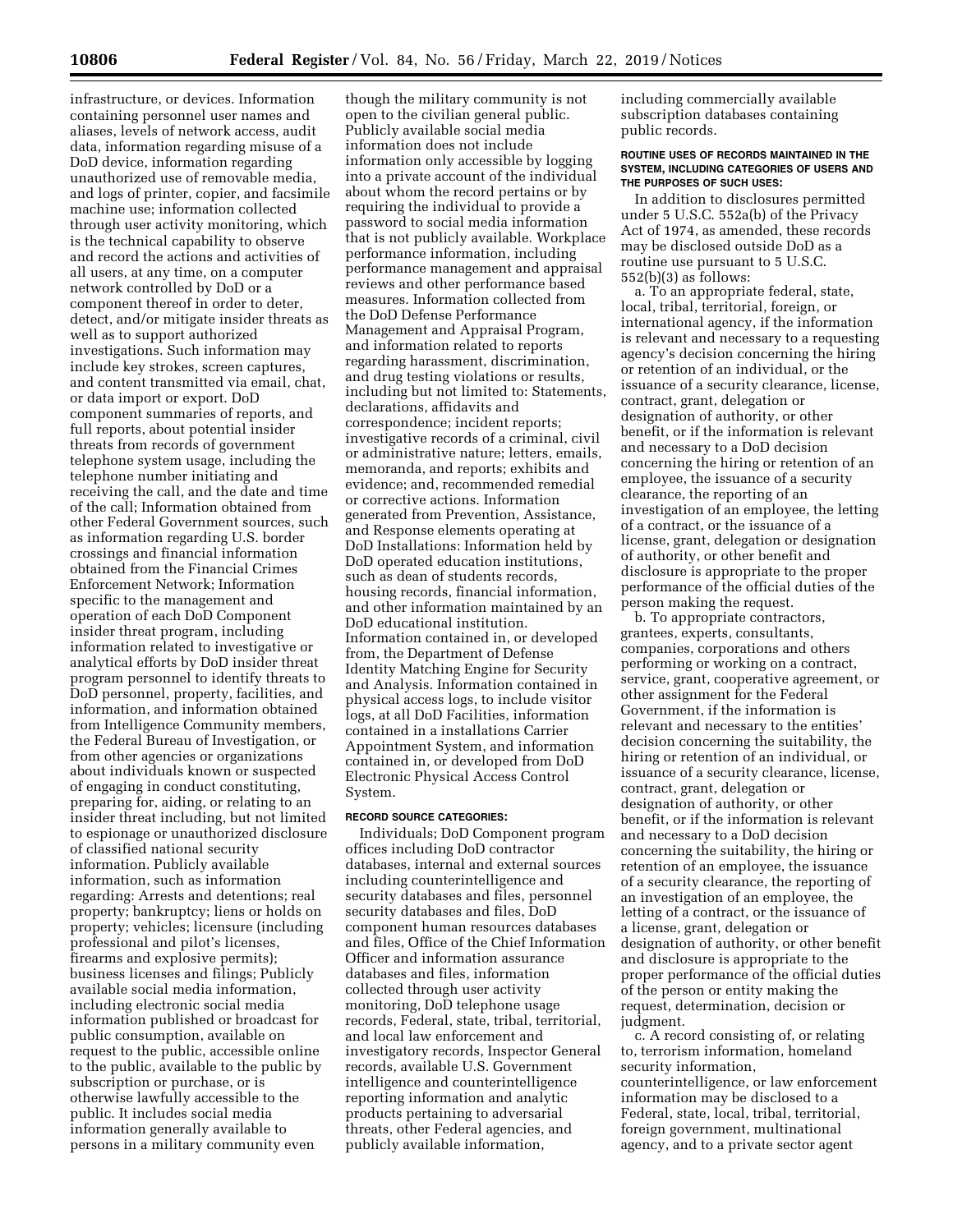infrastructure, or devices. Information containing personnel user names and aliases, levels of network access, audit data, information regarding misuse of a DoD device, information regarding unauthorized use of removable media, and logs of printer, copier, and facsimile machine use; information collected through user activity monitoring, which is the technical capability to observe and record the actions and activities of all users, at any time, on a computer network controlled by DoD or a component thereof in order to deter, detect, and/or mitigate insider threats as well as to support authorized investigations. Such information may include key strokes, screen captures, and content transmitted via email, chat, or data import or export. DoD component summaries of reports, and full reports, about potential insider threats from records of government telephone system usage, including the telephone number initiating and receiving the call, and the date and time of the call; Information obtained from other Federal Government sources, such as information regarding U.S. border crossings and financial information obtained from the Financial Crimes Enforcement Network; Information specific to the management and operation of each DoD Component insider threat program, including information related to investigative or analytical efforts by DoD insider threat program personnel to identify threats to DoD personnel, property, facilities, and information, and information obtained from Intelligence Community members, the Federal Bureau of Investigation, or from other agencies or organizations about individuals known or suspected of engaging in conduct constituting, preparing for, aiding, or relating to an insider threat including, but not limited to espionage or unauthorized disclosure of classified national security information. Publicly available information, such as information regarding: Arrests and detentions; real property; bankruptcy; liens or holds on property; vehicles; licensure (including professional and pilot's licenses, firearms and explosive permits); business licenses and filings; Publicly available social media information, including electronic social media information published or broadcast for public consumption, available on request to the public, accessible online to the public, available to the public by subscription or purchase, or is otherwise lawfully accessible to the public. It includes social media information generally available to persons in a military community even though the military community is not open to the civilian general public. Publicly available social media information does not include information only accessible by logging into a private account of the individual about whom the record pertains or by requiring the individual to provide a password to social media information that is not publicly available. Workplace performance information, including performance management and appraisal reviews and other performance based measures. Information collected from the DoD Defense Performance Management and Appraisal Program, and information related to reports regarding harassment, discrimination, and drug testing violations or results, including but not limited to: Statements, declarations, affidavits and correspondence; incident reports; investigative records of a criminal, civil or administrative nature; letters, emails, memoranda, and reports; exhibits and evidence; and, recommended remedial or corrective actions. Information generated from Prevention, Assistance, and Response elements operating at DoD Installations: Information held by DoD operated education institutions, such as dean of students records, housing records, financial information, and other information maintained by an DoD educational institution. Information contained in, or developed from, the Department of Defense Identity Matching Engine for Security and Analysis. Information contained in physical access logs, to include visitor logs, at all DoD Facilities, information contained in a installations Carrier Appointment System, and information contained in, or developed from DoD Electronic Physical Access Control System.

#### RECORD SOURCE CATEGORIES:

Individuals; DoD Component program offices including DoD contractor databases, internal and external sources including counterintelligence and security databases and files, personnel security databases and files, DoD component human resources databases and files, Office of the Chief Information Officer and information assurance databases and files, information collected through user activity monitoring, DoD telephone usage records, Federal, state, tribal, territorial, and local law enforcement and investigatory records, Inspector General records, available U.S. Government intelligence and counterintelligence reporting information and analytic products pertaining to adversarial threats, other Federal agencies, and publicly available information, including commercially available subscription databases containing public records.

#### ROUTINE USES OF RECORDS MAINTAINED IN THE SYSTEM, INCLUDING CATEGORIES OF USERS AND THE PURPOSES OF SUCH USES:

In addition to disclosures permitted under 5 U.S.C. 552a(b) of the Privacy Act of 1974, as amended, these records may be disclosed outside DoD as a routine use pursuant to 5 U.S.C. 552(b)(3) as follows:

a. To an appropriate federal, state, local, tribal, territorial, foreign, or international agency, if the information is relevant and necessary to a requesting agency's decision concerning the hiring or retention of an individual, or the issuance of a security clearance, license, contract, grant, delegation or designation of authority, or other benefit, or if the information is relevant and necessary to a DoD decision concerning the hiring or retention of an employee, the issuance of a security clearance, the reporting of an investigation of an employee, the letting of a contract, or the issuance of a license, grant, delegation or designation of authority, or other benefit and disclosure is appropriate to the proper performance of the official duties of the person making the request.

b. To appropriate contractors, grantees, experts, consultants, companies, corporations and others performing or working on a contract, service, grant, cooperative agreement, or other assignment for the Federal Government, if the information is relevant and necessary to the entities' decision concerning the suitability, the hiring or retention of an individual, or issuance of a security clearance, license, contract, grant, delegation or designation of authority, or other benefit, or if the information is relevant and necessary to a DoD decision concerning the suitability, the hiring or retention of an employee, the issuance of a security clearance, the reporting of an investigation of an employee, the letting of a contract, or the issuance of a license, grant, delegation or designation of authority, or other benefit and disclosure is appropriate to the proper performance of the official duties of the person or entity making the request, determination, decision or judgment.

c. A record consisting of, or relating to, terrorism information, homeland security information, counterintelligence, or law enforcement information may be disclosed to a Federal, state, local, tribal, territorial, foreign government, multinational agency, and to a private sector agent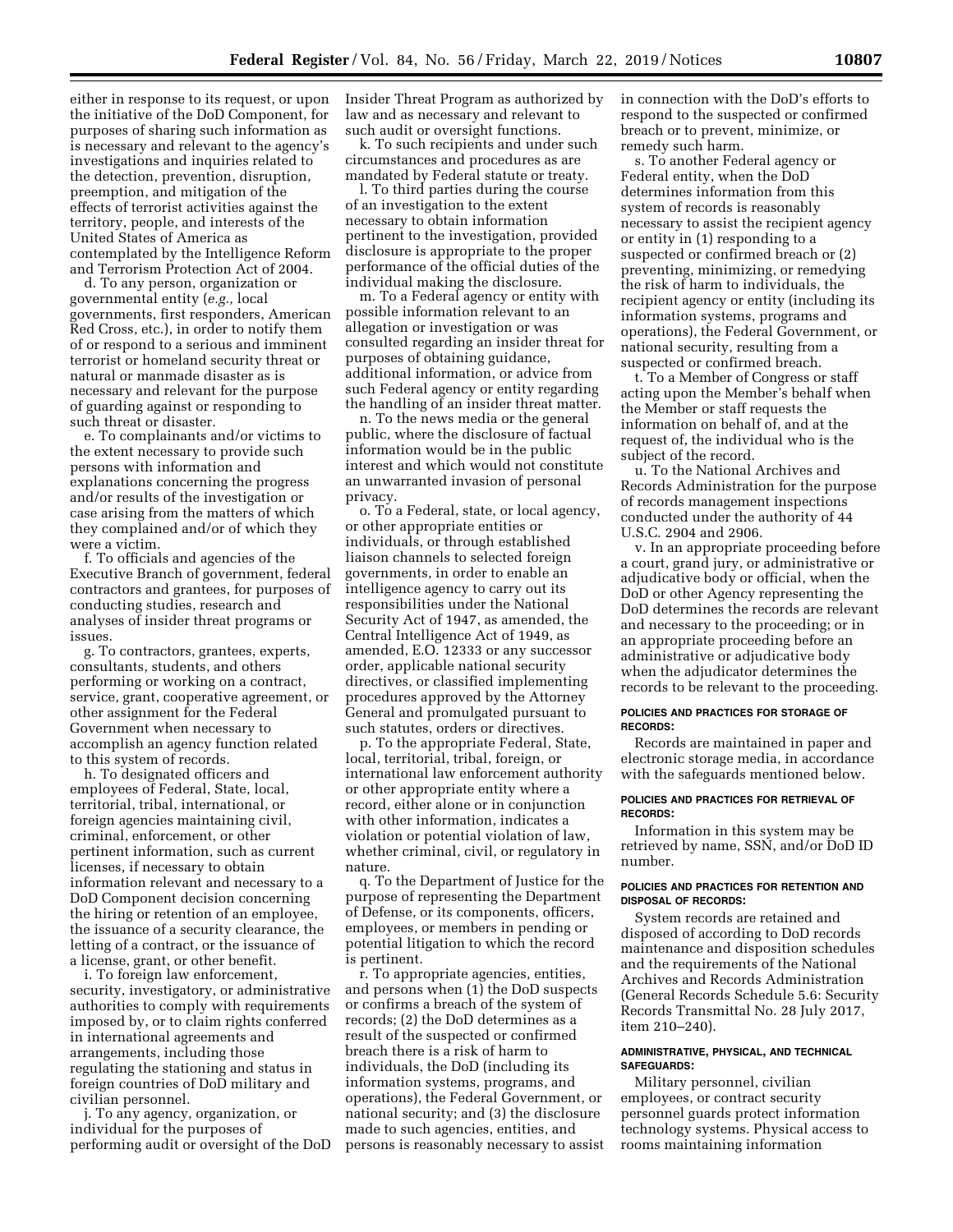either in response to its request, or upon the initiative of the DoD Component, for purposes of sharing such information as is necessary and relevant to the agency's investigations and inquiries related to the detection, prevention, disruption, preemption, and mitigation of the effects of terrorist activities against the territory, people, and interests of the United States of America as contemplated by the Intelligence Reform and Terrorism Protection Act of 2004.

d. To any person, organization or governmental entity (*e.g.,* local governments, first responders, American Red Cross, etc.), in order to notify them of or respond to a serious and imminent terrorist or homeland security threat or natural or manmade disaster as is necessary and relevant for the purpose of guarding against or responding to such threat or disaster.

e. To complainants and/or victims to the extent necessary to provide such persons with information and explanations concerning the progress and/or results of the investigation or case arising from the matters of which they complained and/or of which they were a victim.

f. To officials and agencies of the Executive Branch of government, federal contractors and grantees, for purposes of conducting studies, research and analyses of insider threat programs or issues.

g. To contractors, grantees, experts, consultants, students, and others performing or working on a contract, service, grant, cooperative agreement, or other assignment for the Federal Government when necessary to accomplish an agency function related to this system of records.

h. To designated officers and employees of Federal, State, local, territorial, tribal, international, or foreign agencies maintaining civil, criminal, enforcement, or other pertinent information, such as current licenses, if necessary to obtain information relevant and necessary to a DoD Component decision concerning the hiring or retention of an employee, the issuance of a security clearance, the letting of a contract, or the issuance of a license, grant, or other benefit.

i. To foreign law enforcement, security, investigatory, or administrative authorities to comply with requirements imposed by, or to claim rights conferred in international agreements and arrangements, including those regulating the stationing and status in foreign countries of DoD military and civilian personnel.

j. To any agency, organization, or individual for the purposes of performing audit or oversight of the DoD Insider Threat Program as authorized by law and as necessary and relevant to such audit or oversight functions.

k. To such recipients and under such circumstances and procedures as are mandated by Federal statute or treaty.

l. To third parties during the course of an investigation to the extent necessary to obtain information pertinent to the investigation, provided disclosure is appropriate to the proper performance of the official duties of the individual making the disclosure.

m. To a Federal agency or entity with possible information relevant to an allegation or investigation or was consulted regarding an insider threat for purposes of obtaining guidance, additional information, or advice from such Federal agency or entity regarding the handling of an insider threat matter.

n. To the news media or the general public, where the disclosure of factual information would be in the public interest and which would not constitute an unwarranted invasion of personal privacy.

o. To a Federal, state, or local agency, or other appropriate entities or individuals, or through established liaison channels to selected foreign governments, in order to enable an intelligence agency to carry out its responsibilities under the National Security Act of 1947, as amended, the Central Intelligence Act of 1949, as amended, E.O. 12333 or any successor order, applicable national security directives, or classified implementing procedures approved by the Attorney General and promulgated pursuant to such statutes, orders or directives.

p. To the appropriate Federal, State, local, territorial, tribal, foreign, or international law enforcement authority or other appropriate entity where a record, either alone or in conjunction with other information, indicates a violation or potential violation of law, whether criminal, civil, or regulatory in nature.

q. To the Department of Justice for the purpose of representing the Department of Defense, or its components, officers, employees, or members in pending or potential litigation to which the record is pertinent.

r. To appropriate agencies, entities, and persons when (1) the DoD suspects or confirms a breach of the system of records; (2) the DoD determines as a result of the suspected or confirmed breach there is a risk of harm to individuals, the DoD (including its information systems, programs, and operations), the Federal Government, or national security; and (3) the disclosure made to such agencies, entities, and persons is reasonably necessary to assist in connection with the DoD's efforts to respond to the suspected or confirmed breach or to prevent, minimize, or remedy such harm.

s. To another Federal agency or Federal entity, when the DoD determines information from this system of records is reasonably necessary to assist the recipient agency or entity in (1) responding to a suspected or confirmed breach or (2) preventing, minimizing, or remedying the risk of harm to individuals, the recipient agency or entity (including its information systems, programs and operations), the Federal Government, or national security, resulting from a suspected or confirmed breach.

t. To a Member of Congress or staff acting upon the Member's behalf when the Member or staff requests the information on behalf of, and at the request of, the individual who is the subject of the record.

u. To the National Archives and Records Administration for the purpose of records management inspections conducted under the authority of 44 U.S.C. 2904 and 2906.

v. In an appropriate proceeding before a court, grand jury, or administrative or adjudicative body or official, when the DoD or other Agency representing the DoD determines the records are relevant and necessary to the proceeding; or in an appropriate proceeding before an administrative or adjudicative body when the adjudicator determines the records to be relevant to the proceeding.

#### POLICIES AND PRACTICES FOR STORAGE OF RECORDS:

Records are maintained in paper and electronic storage media, in accordance with the safeguards mentioned below.

#### POLICIES AND PRACTICES FOR RETRIEVAL OF RECORDS:

Information in this system may be retrieved by name, SSN, and/or DoD ID number.

#### POLICIES AND PRACTICES FOR RETENTION AND DISPOSAL OF RECORDS:

System records are retained and disposed of according to DoD records maintenance and disposition schedules and the requirements of the National Archives and Records Administration (General Records Schedule 5.6: Security Records Transmittal No. 28 July 2017, item 210–240).

#### ADMINISTRATIVE, PHYSICAL, AND TECHNICAL SAFEGUARDS:

Military personnel, civilian employees, or contract security personnel guards protect information technology systems. Physical access to rooms maintaining information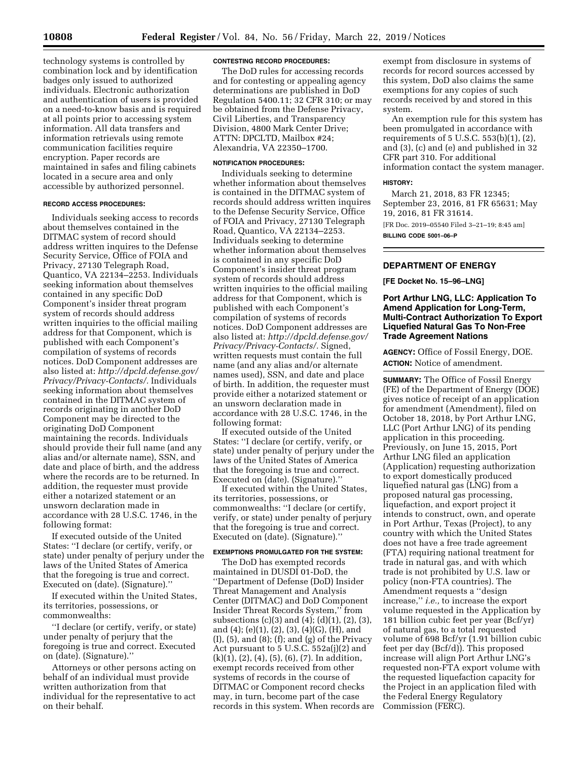technology systems is controlled by combination lock and by identification badges only issued to authorized individuals. Electronic authorization and authentication of users is provided on a need-to-know basis and is required at all points prior to accessing system information. All data transfers and information retrievals using remote communication facilities require encryption. Paper records are maintained in safes and filing cabinets located in a secure area and only accessible by authorized personnel.

**RECORD ACCESS PROCEDURES:**

Individuals seeking access to records about themselves contained in the DITMAC system of record should address written inquires to the Defense Security Service, Office of FOIA and Privacy, 27130 Telegraph Road, Quantico, VA 22134–2253. Individuals seeking information about themselves contained in any specific DoD Component's insider threat program system of records should address written inquiries to the official mailing address for that Component, which is published with each Component's compilation of systems of records notices. DoD Component addresses are also listed at: *http://dpcld.defense.gov/Privacy/Privacy-Contacts/*. Individuals seeking information about themselves contained in the DITMAC system of records originating in another DoD Component may be directed to the originating DoD Component maintaining the records. Individuals should provide their full name (and any alias and/or alternate name), SSN, and date and place of birth, and the address where the records are to be returned. In addition, the requester must provide either a notarized statement or an unsworn declaration made in accordance with 28 U.S.C. 1746, in the following format:

If executed outside of the United States: ''I declare (or certify, verify, or state) under penalty of perjury under the laws of the United States of America that the foregoing is true and correct. Executed on (date). (Signature).''

If executed within the United States, its territories, possessions, or commonwealths:

''I declare (or certify, verify, or state) under penalty of perjury that the foregoing is true and correct. Executed on (date). (Signature).''

Attorneys or other persons acting on behalf of an individual must provide written authorization from that individual for the representative to act on their behalf.

**CONTESTING RECORD PROCEDURES:**

The DoD rules for accessing records and for contesting or appealing agency determinations are published in DoD Regulation 5400.11; 32 CFR 310; or may be obtained from the Defense Privacy, Civil Liberties, and Transparency Division, 4800 Mark Center Drive; ATTN: DPCLTD, Mailbox #24; Alexandria, VA 22350–1700.

**NOTIFICATION PROCEDURES:**

Individuals seeking to determine whether information about themselves is contained in the DITMAC system of records should address written inquires to the Defense Security Service, Office of FOIA and Privacy, 27130 Telegraph Road, Quantico, VA 22134–2253. Individuals seeking to determine whether information about themselves is contained in any specific DoD Component's insider threat program system of records should address written inquiries to the official mailing address for that Component, which is published with each Component's compilation of systems of records notices. DoD Component addresses are also listed at: *http://dpcld.defense.gov/Privacy/Privacy-Contacts/*. Signed, written requests must contain the full name (and any alias and/or alternate names used), SSN, and date and place of birth. In addition, the requester must provide either a notarized statement or an unsworn declaration made in accordance with 28 U.S.C. 1746, in the following format:

If executed outside of the United States: ''I declare (or certify, verify, or state) under penalty of perjury under the laws of the United States of America that the foregoing is true and correct. Executed on (date). (Signature).''

If executed within the United States, its territories, possessions, or commonwealths: ''I declare (or certify, verify, or state) under penalty of perjury that the foregoing is true and correct. Executed on (date). (Signature).''

**EXEMPTIONS PROMULGATED FOR THE SYSTEM:**

The DoD has exempted records maintained in DUSDI 01-DoD, the ''Department of Defense (DoD) Insider Threat Management and Analysis Center (DITMAC) and DoD Component Insider Threat Records System,'' from subsections (c)(3) and (4); (d)(1), (2), (3), and (4); (e)(1), (2), (3), (4)(G), (H), and (I), (5), and (8); (f); and (g) of the Privacy Act pursuant to 5 U.S.C. 552a(j)(2) and (k)(1), (2), (4), (5), (6), (7). In addition, exempt records received from other systems of records in the course of DITMAC or Component record checks may, in turn, become part of the case records in this system. When records are exempt from disclosure in systems of records for record sources accessed by this system, DoD also claims the same exemptions for any copies of such records received by and stored in this system.

An exemption rule for this system has been promulgated in accordance with requirements of 5 U.S.C. 553(b)(1), (2), and (3), (c) and (e) and published in 32 CFR part 310. For additional information contact the system manager.

**HISTORY:**

March 21, 2018, 83 FR 12345; September 23, 2016, 81 FR 65631; May 19, 2016, 81 FR 31614.

[FR Doc. 2019–05540 Filed 3–21–19; 8:45 am]

**BILLING CODE 5001–06–P**

## DEPARTMENT OF ENERGY

**[FE Docket No. 15–96–LNG]**

### Port Arthur LNG, LLC: Application To Amend Application for Long-Term, Multi-Contract Authorization To Export Liquefied Natural Gas To Non-Free Trade Agreement Nations

**AGENCY:** Office of Fossil Energy, DOE.

**ACTION:** Notice of amendment.

**SUMMARY:** The Office of Fossil Energy (FE) of the Department of Energy (DOE) gives notice of receipt of an application for amendment (Amendment), filed on October 18, 2018, by Port Arthur LNG, LLC (Port Arthur LNG) of its pending application in this proceeding. Previously, on June 15, 2015, Port Arthur LNG filed an application (Application) requesting authorization to export domestically produced liquefied natural gas (LNG) from a proposed natural gas processing, liquefaction, and export project it intends to construct, own, and operate in Port Arthur, Texas (Project), to any country with which the United States does not have a free trade agreement (FTA) requiring national treatment for trade in natural gas, and with which trade is not prohibited by U.S. law or policy (non-FTA countries). The Amendment requests a ''design increase,'' *i.e.,* to increase the export volume requested in the Application by 181 billion cubic feet per year (Bcf/yr) of natural gas, to a total requested volume of 698 Bcf/yr (1.91 billion cubic feet per day (Bcf/d)). This proposed increase will align Port Arthur LNG's requested non-FTA export volume with the requested liquefaction capacity for the Project in an application filed with the Federal Energy Regulatory Commission (FERC).